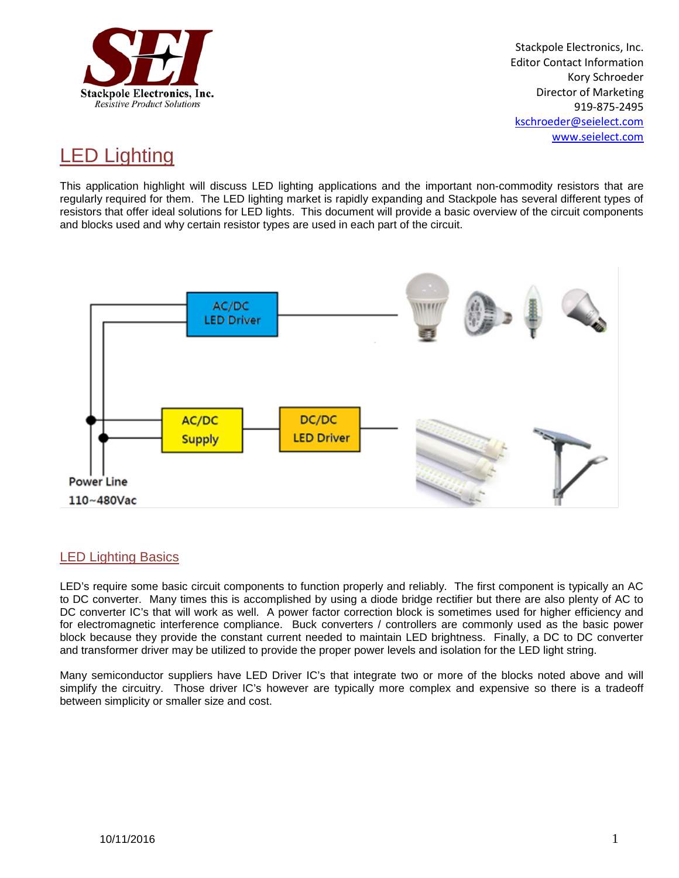Stackpole Electronics, Inc.
Resistive Product Solutions

Stackpole Electronics, Inc.
Editor Contact Information
Kory Schroeder
Director of Marketing
919-875-2495
kschroeder@seielect.com
www.seielect.com

# LED Lighting

This application highlight will discuss LED lighting applications and the important non-commodity resistors that are regularly required for them. The LED lighting market is rapidly expanding and Stackpole has several different types of resistors that offer ideal solutions for LED lights. This document will provide a basic overview of the circuit components and blocks used and why certain resistor types are used in each part of the circuit.

AC/DC LED Driver

AC/DC Supply

DC/DC LED Driver

Power Line
110~480Vac

## LED Lighting Basics

LED's require some basic circuit components to function properly and reliably. The first component is typically an AC to DC converter. Many times this is accomplished by using a diode bridge rectifier but there are also plenty of AC to DC converter IC's that will work as well. A power factor correction block is sometimes used for higher efficiency and for electromagnetic interference compliance. Buck converters / controllers are commonly used as the basic power block because they provide the constant current needed to maintain LED brightness. Finally, a DC to DC converter and transformer driver may be utilized to provide the proper power levels and isolation for the LED light string.

Many semiconductor suppliers have LED Driver IC's that integrate two or more of the blocks noted above and will simplify the circuitry. Those driver IC's however are typically more complex and expensive so there is a tradeoff between simplicity or smaller size and cost.

10/11/2016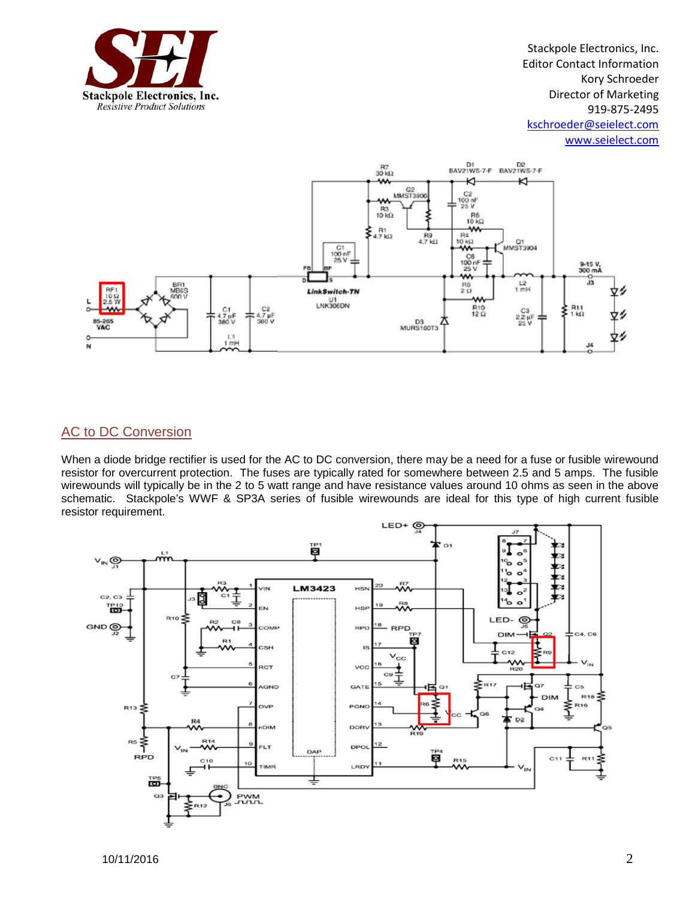Stackpole Electronics, Inc.
Editor Contact Information
Kory Schroeder
Director of Marketing
919-875-2495
kschroeder@seielect.com
www.seielect.com

## AC to DC Conversion

When a diode bridge rectifier is used for the AC to DC conversion, there may be a need for a fuse or fusible wirewound resistor for overcurrent protection. The fuses are typically rated for somewhere between 2.5 and 5 amps. The fusible wirewounds will typically be in the 2 to 5 watt range and have resistance values around 10 ohms as seen in the above schematic. Stackpole's WWF & SP3A series of fusible wirewounds are ideal for this type of high current fusible resistor requirement.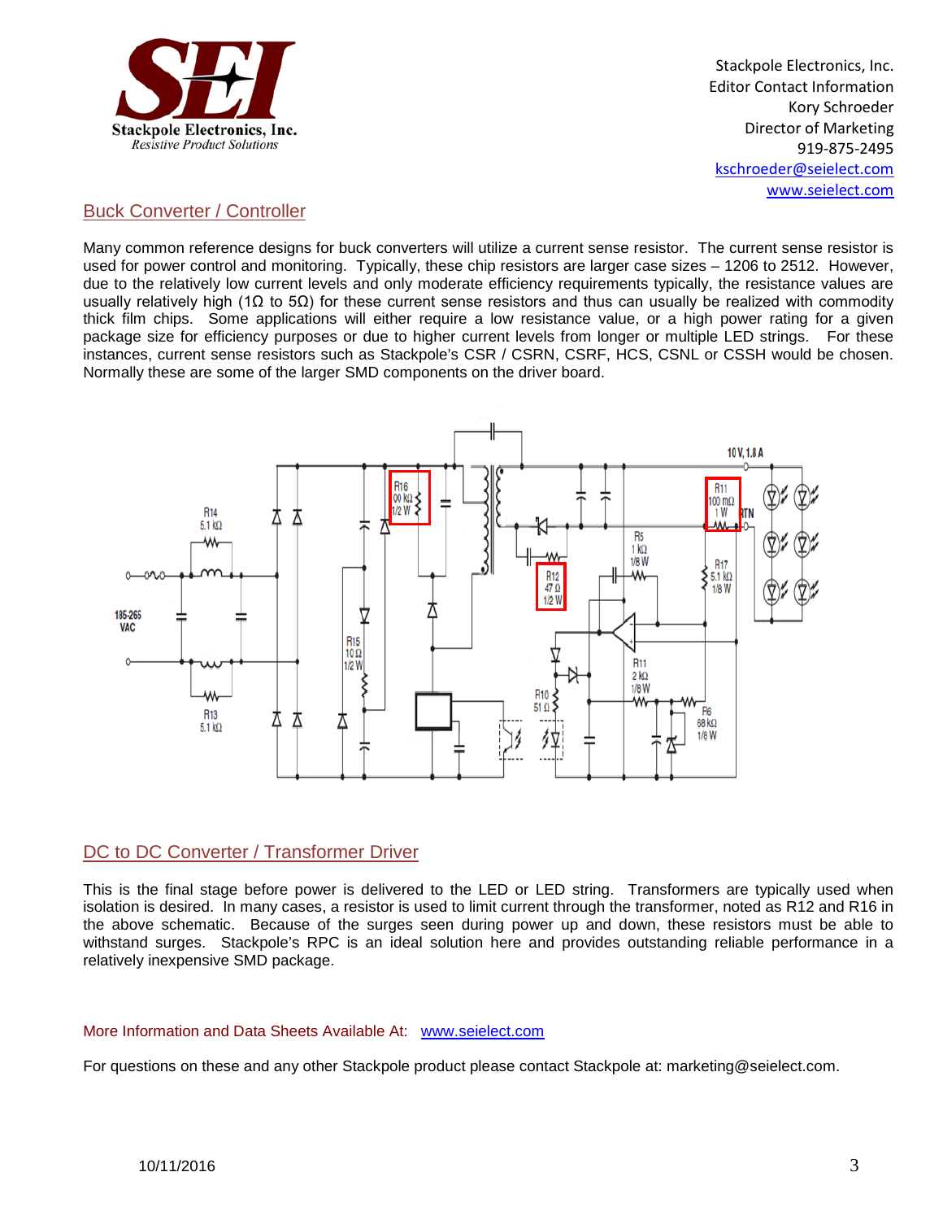Stackpole Electronics, Inc.
Editor Contact Information
Kory Schroeder
Director of Marketing
919-875-2495
kschroeder@seielect.com
www.seielect.com

## Buck Converter / Controller

Many common reference designs for buck converters will utilize a current sense resistor. The current sense resistor is used for power control and monitoring. Typically, these chip resistors are larger case sizes – 1206 to 2512. However, due to the relatively low current levels and only moderate efficiency requirements typically, the resistance values are usually relatively high (1Ω to 5Ω) for these current sense resistors and thus can usually be realized with commodity thick film chips. Some applications will either require a low resistance value, or a high power rating for a given package size for efficiency purposes or due to higher current levels from longer or multiple LED strings. For these instances, current sense resistors such as Stackpole's CSR / CSRN, CSRF, HCS, CSNL or CSSH would be chosen. Normally these are some of the larger SMD components on the driver board.

R14 5.1 kΩ
185-265 VAC
R13 5.1 kΩ
R15 10 Ω 1/2 W
R16 00 kΩ 1/2 W
R12 47 Ω 1/2 W
R5 1 kΩ 1/8 W
R10 51 Ω
R11 2 kΩ 1/8 W
R6 68 kΩ 1/8 W
R17 5.1 kΩ 1/8 W
R11 100 mΩ 1 W
RTN
10 V, 1.8 A

## DC to DC Converter / Transformer Driver

This is the final stage before power is delivered to the LED or LED string. Transformers are typically used when isolation is desired. In many cases, a resistor is used to limit current through the transformer, noted as R12 and R16 in the above schematic. Because of the surges seen during power up and down, these resistors must be able to withstand surges. Stackpole's RPC is an ideal solution here and provides outstanding reliable performance in a relatively inexpensive SMD package.

More Information and Data Sheets Available At: www.seielect.com

For questions on these and any other Stackpole product please contact Stackpole at: marketing@seielect.com.

10/11/2016